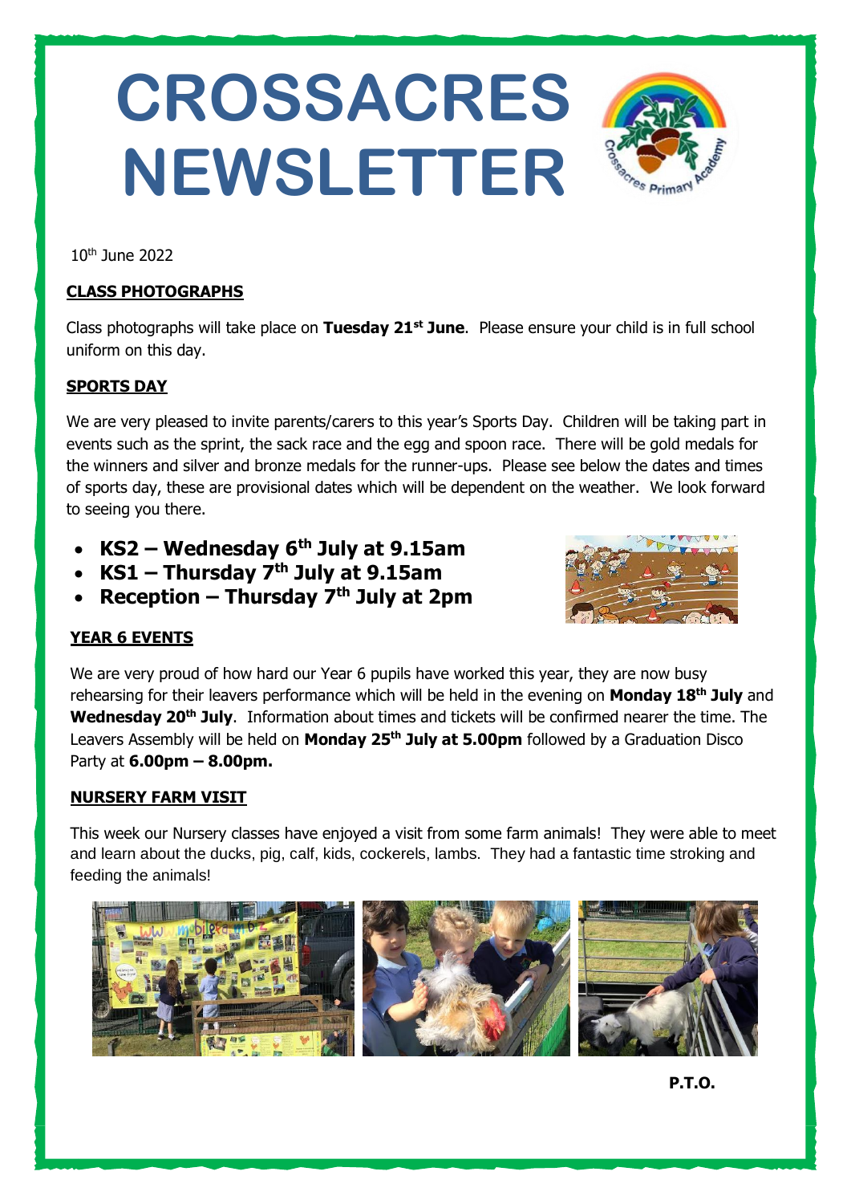# CROSSACRES NEWSLETTER

10th June 2022

## CLASS PHOTOGRAPHS

Class photographs will take place on **Tuesday 21st June**. Please ensure your child is in full school uniform on this day.

## SPORTS DAY

We are very pleased to invite parents/carers to this year's Sports Day. Children will be taking part in events such as the sprint, the sack race and the egg and spoon race. There will be gold medals for the winners and silver and bronze medals for the runner-ups. Please see below the dates and times of sports day, these are provisional dates which will be dependent on the weather. We look forward to seeing you there.

- **KS2 – Wednesday 6th July at 9.15am**
- **KS1 – Thursday 7th July at 9.15am**
- **Reception – Thursday 7th July at 2pm**

## YEAR 6 EVENTS

We are very proud of how hard our Year 6 pupils have worked this year, they are now busy rehearsing for their leavers performance which will be held in the evening on **Monday 18th July** and **Wednesday 20th July**. Information about times and tickets will be confirmed nearer the time. The Leavers Assembly will be held on **Monday 25th July at 5.00pm** followed by a Graduation Disco Party at **6.00pm – 8.00pm.**

## NURSERY FARM VISIT

This week our Nursery classes have enjoyed a visit from some farm animals! They were able to meet and learn about the ducks, pig, calf, kids, cockerels, lambs. They had a fantastic time stroking and feeding the animals!

**P.T.O.**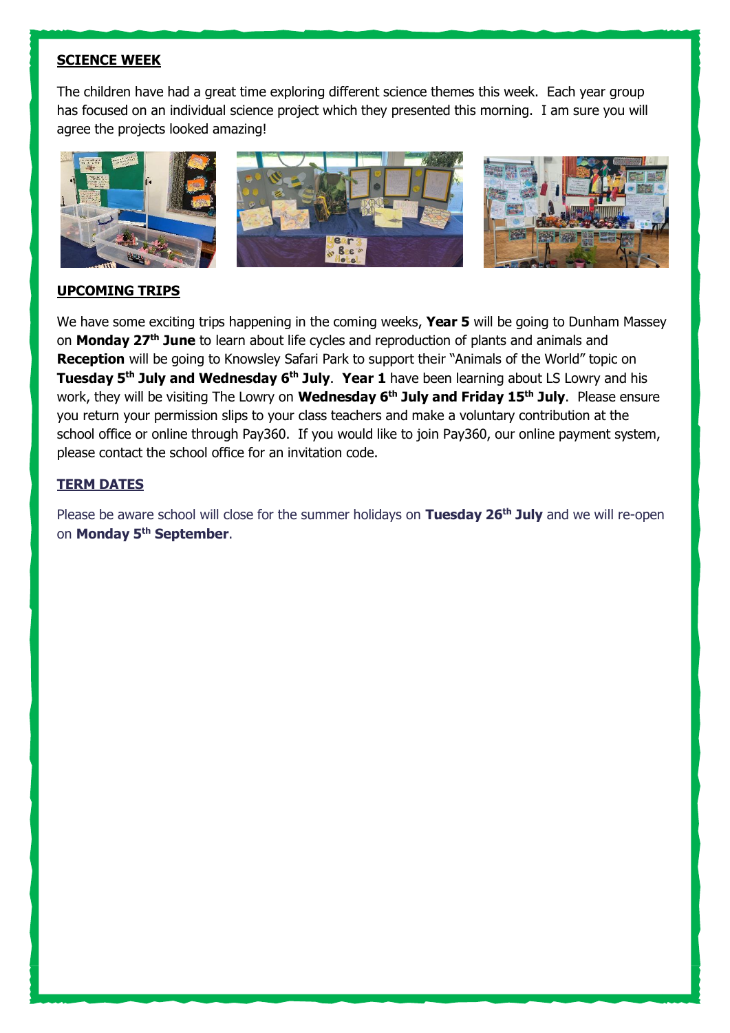**SCIENCE WEEK**

The children have had a great time exploring different science themes this week. Each year group has focused on an individual science project which they presented this morning. I am sure you will agree the projects looked amazing!

**UPCOMING TRIPS**

We have some exciting trips happening in the coming weeks, **Year 5** will be going to Dunham Massey on **Monday 27th June** to learn about life cycles and reproduction of plants and animals and **Reception** will be going to Knowsley Safari Park to support their "Animals of the World" topic on **Tuesday 5th July and Wednesday 6th July**. **Year 1** have been learning about LS Lowry and his work, they will be visiting The Lowry on **Wednesday 6th July and Friday 15th July**. Please ensure you return your permission slips to your class teachers and make a voluntary contribution at the school office or online through Pay360. If you would like to join Pay360, our online payment system, please contact the school office for an invitation code.

**TERM DATES**

Please be aware school will close for the summer holidays on **Tuesday 26th July** and we will re-open on **Monday 5th September**.